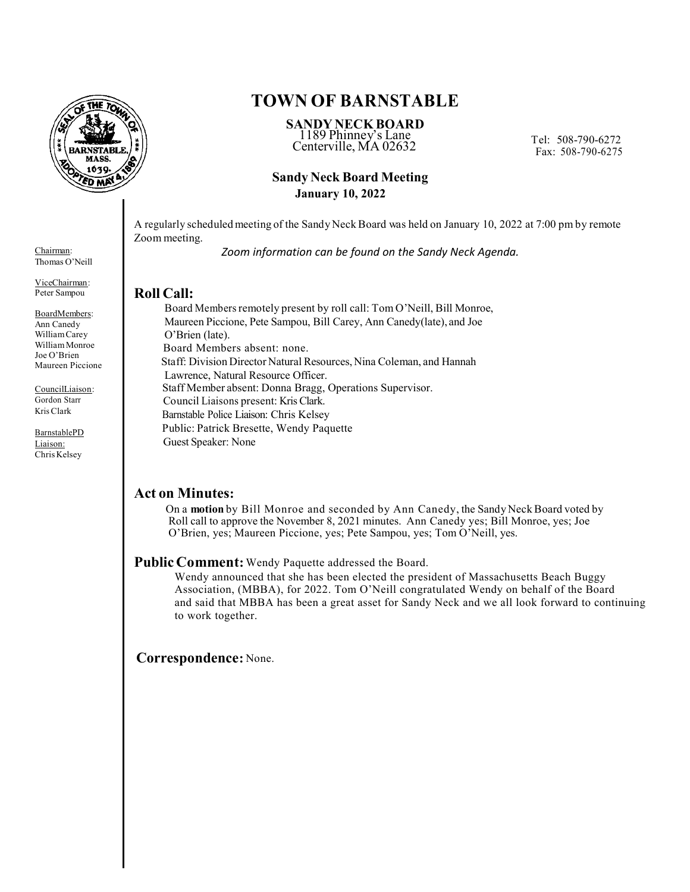# TOWN OF BARNSTABLE

**SANDY NECK BOARD**
1189 Phinney's Lane
Centerville, MA 02632

Tel: 508-790-6272
Fax: 508-790-6275

**Sandy Neck Board Meeting**
**January 10, 2022**

Chairman:
Thomas O'Neill

ViceChairman:
Peter Sampou

BoardMembers:
Ann Canedy
William Carey
William Monroe
Joe O'Brien
Maureen Piccione

CouncilLiaison:
Gordon Starr
Kris Clark

BarnstablePD Liaison:
Chris Kelsey

A regularly scheduled meeting of the Sandy Neck Board was held on January 10, 2022 at 7:00 pm by remote Zoom meeting.

*Zoom information can be found on the Sandy Neck Agenda.*

## Roll Call:

Board Members remotely present by roll call: Tom O'Neill, Bill Monroe, Maureen Piccione, Pete Sampou, Bill Carey, Ann Canedy(late), and Joe O'Brien (late).
Board Members absent: none.
Staff: Division Director Natural Resources, Nina Coleman, and Hannah Lawrence, Natural Resource Officer.
Staff Member absent: Donna Bragg, Operations Supervisor.
Council Liaisons present: Kris Clark.
Barnstable Police Liaison: Chris Kelsey
Public: Patrick Bresette, Wendy Paquette
Guest Speaker: None

## Act on Minutes:

On a **motion** by Bill Monroe and seconded by Ann Canedy, the Sandy Neck Board voted by Roll call to approve the November 8, 2021 minutes. Ann Canedy yes; Bill Monroe, yes; Joe O'Brien, yes; Maureen Piccione, yes; Pete Sampou, yes; Tom O'Neill, yes.

## Public Comment: Wendy Paquette addressed the Board.

Wendy announced that she has been elected the president of Massachusetts Beach Buggy Association, (MBBA), for 2022. Tom O'Neill congratulated Wendy on behalf of the Board and said that MBBA has been a great asset for Sandy Neck and we all look forward to continuing to work together.

## Correspondence: None.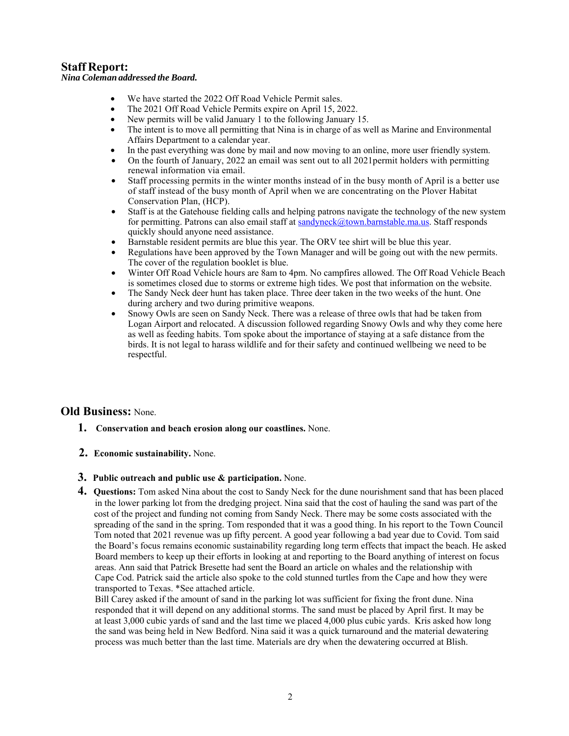## Staff Report:

***Nina Coleman addressed the Board.***

- We have started the 2022 Off Road Vehicle Permit sales.
- The 2021 Off Road Vehicle Permits expire on April 15, 2022.
- New permits will be valid January 1 to the following January 15.
- The intent is to move all permitting that Nina is in charge of as well as Marine and Environmental Affairs Department to a calendar year.
- In the past everything was done by mail and now moving to an online, more user friendly system.
- On the fourth of January, 2022 an email was sent out to all 2021permit holders with permitting renewal information via email.
- Staff processing permits in the winter months instead of in the busy month of April is a better use of staff instead of the busy month of April when we are concentrating on the Plover Habitat Conservation Plan, (HCP).
- Staff is at the Gatehouse fielding calls and helping patrons navigate the technology of the new system for permitting. Patrons can also email staff at sandyneck@town.barnstable.ma.us. Staff responds quickly should anyone need assistance.
- Barnstable resident permits are blue this year. The ORV tee shirt will be blue this year.
- Regulations have been approved by the Town Manager and will be going out with the new permits. The cover of the regulation booklet is blue.
- Winter Off Road Vehicle hours are 8am to 4pm. No campfires allowed. The Off Road Vehicle Beach is sometimes closed due to storms or extreme high tides. We post that information on the website.
- The Sandy Neck deer hunt has taken place. Three deer taken in the two weeks of the hunt. One during archery and two during primitive weapons.
- Snowy Owls are seen on Sandy Neck. There was a release of three owls that had be taken from Logan Airport and relocated. A discussion followed regarding Snowy Owls and why they come here as well as feeding habits. Tom spoke about the importance of staying at a safe distance from the birds. It is not legal to harass wildlife and for their safety and continued wellbeing we need to be respectful.

## Old Business: None.

1. **Conservation and beach erosion along our coastlines.** None.

2. **Economic sustainability.** None.

3. **Public outreach and public use & participation.** None.

4. **Questions:** Tom asked Nina about the cost to Sandy Neck for the dune nourishment sand that has been placed in the lower parking lot from the dredging project. Nina said that the cost of hauling the sand was part of the cost of the project and funding not coming from Sandy Neck. There may be some costs associated with the spreading of the sand in the spring. Tom responded that it was a good thing. In his report to the Town Council Tom noted that 2021 revenue was up fifty percent. A good year following a bad year due to Covid. Tom said the Board's focus remains economic sustainability regarding long term effects that impact the beach. He asked Board members to keep up their efforts in looking at and reporting to the Board anything of interest on focus areas. Ann said that Patrick Bresette had sent the Board an article on whales and the relationship with Cape Cod. Patrick said the article also spoke to the cold stunned turtles from the Cape and how they were transported to Texas. *See attached article.

   Bill Carey asked if the amount of sand in the parking lot was sufficient for fixing the front dune. Nina responded that it will depend on any additional storms. The sand must be placed by April first. It may be at least 3,000 cubic yards of sand and the last time we placed 4,000 plus cubic yards. Kris asked how long the sand was being held in New Bedford. Nina said it was a quick turnaround and the material dewatering process was much better than the last time. Materials are dry when the dewatering occurred at Blish.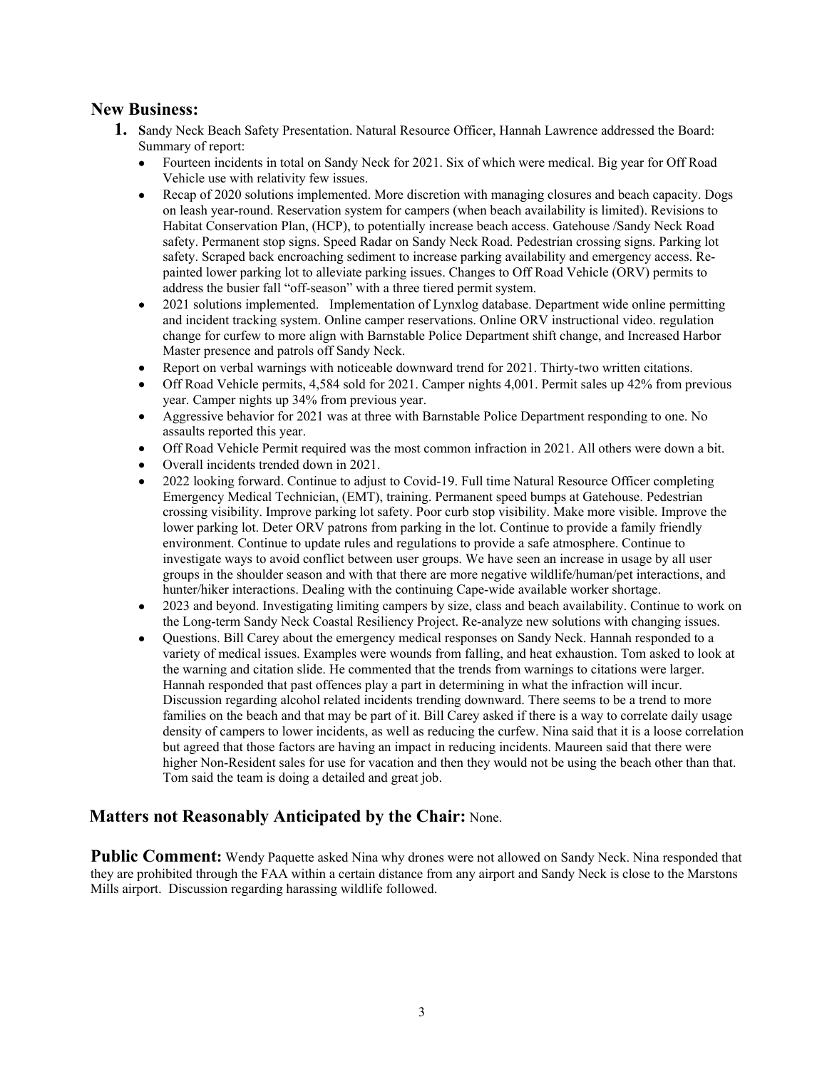## New Business:

1. **S**andy Neck Beach Safety Presentation. Natural Resource Officer, Hannah Lawrence addressed the Board: Summary of report:
   - Fourteen incidents in total on Sandy Neck for 2021. Six of which were medical. Big year for Off Road Vehicle use with relativity few issues.
   - Recap of 2020 solutions implemented. More discretion with managing closures and beach capacity. Dogs on leash year-round. Reservation system for campers (when beach availability is limited). Revisions to Habitat Conservation Plan, (HCP), to potentially increase beach access. Gatehouse /Sandy Neck Road safety. Permanent stop signs. Speed Radar on Sandy Neck Road. Pedestrian crossing signs. Parking lot safety. Scraped back encroaching sediment to increase parking availability and emergency access. Re-painted lower parking lot to alleviate parking issues. Changes to Off Road Vehicle (ORV) permits to address the busier fall "off-season" with a three tiered permit system.
   - 2021 solutions implemented. Implementation of Lynxlog database. Department wide online permitting and incident tracking system. Online camper reservations. Online ORV instructional video. regulation change for curfew to more align with Barnstable Police Department shift change, and Increased Harbor Master presence and patrols off Sandy Neck.
   - Report on verbal warnings with noticeable downward trend for 2021. Thirty-two written citations.
   - Off Road Vehicle permits, 4,584 sold for 2021. Camper nights 4,001. Permit sales up 42% from previous year. Camper nights up 34% from previous year.
   - Aggressive behavior for 2021 was at three with Barnstable Police Department responding to one. No assaults reported this year.
   - Off Road Vehicle Permit required was the most common infraction in 2021. All others were down a bit.
   - Overall incidents trended down in 2021.
   - 2022 looking forward. Continue to adjust to Covid-19. Full time Natural Resource Officer completing Emergency Medical Technician, (EMT), training. Permanent speed bumps at Gatehouse. Pedestrian crossing visibility. Improve parking lot safety. Poor curb stop visibility. Make more visible. Improve the lower parking lot. Deter ORV patrons from parking in the lot. Continue to provide a family friendly environment. Continue to update rules and regulations to provide a safe atmosphere. Continue to investigate ways to avoid conflict between user groups. We have seen an increase in usage by all user groups in the shoulder season and with that there are more negative wildlife/human/pet interactions, and hunter/hiker interactions. Dealing with the continuing Cape-wide available worker shortage.
   - 2023 and beyond. Investigating limiting campers by size, class and beach availability. Continue to work on the Long-term Sandy Neck Coastal Resiliency Project. Re-analyze new solutions with changing issues.
   - Questions. Bill Carey about the emergency medical responses on Sandy Neck. Hannah responded to a variety of medical issues. Examples were wounds from falling, and heat exhaustion. Tom asked to look at the warning and citation slide. He commented that the trends from warnings to citations were larger. Hannah responded that past offences play a part in determining in what the infraction will incur. Discussion regarding alcohol related incidents trending downward. There seems to be a trend to more families on the beach and that may be part of it. Bill Carey asked if there is a way to correlate daily usage density of campers to lower incidents, as well as reducing the curfew. Nina said that it is a loose correlation but agreed that those factors are having an impact in reducing incidents. Maureen said that there were higher Non-Resident sales for use for vacation and then they would not be using the beach other than that. Tom said the team is doing a detailed and great job.

## Matters not Reasonably Anticipated by the Chair: None.

**Public Comment:** Wendy Paquette asked Nina why drones were not allowed on Sandy Neck. Nina responded that they are prohibited through the FAA within a certain distance from any airport and Sandy Neck is close to the Marstons Mills airport. Discussion regarding harassing wildlife followed.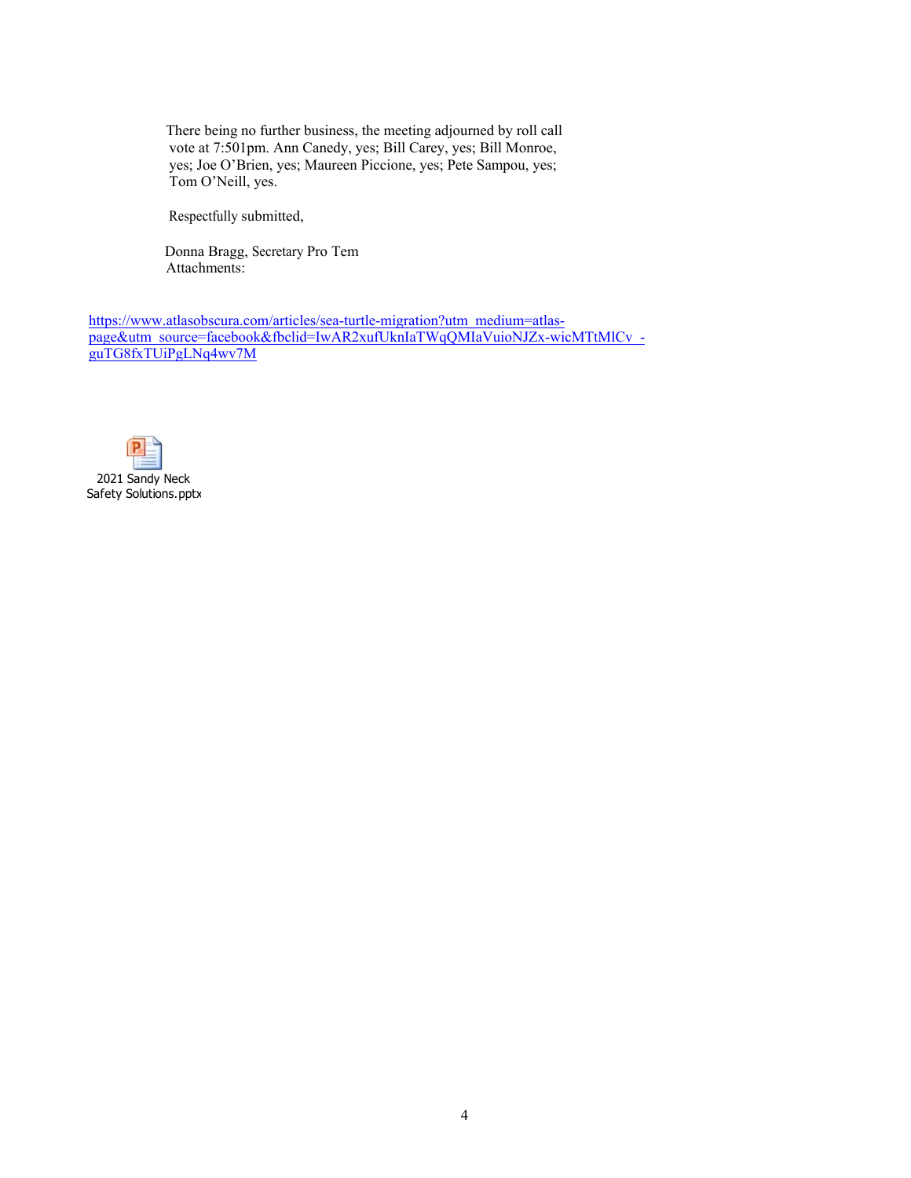There being no further business, the meeting adjourned by roll call vote at 7:501pm. Ann Canedy, yes; Bill Carey, yes; Bill Monroe, yes; Joe O'Brien, yes; Maureen Piccione, yes; Pete Sampou, yes; Tom O'Neill, yes.

Respectfully submitted,

Donna Bragg, Secretary Pro Tem
Attachments:

https://www.atlasobscura.com/articles/sea-turtle-migration?utm_medium=atlas-page&utm_source=facebook&fbclid=IwAR2xufUknIaTWqQMIaVuioNJZx-wicMTtMlCv_-guTG8fxTUiPgLNq4wv7M

2021 Sandy Neck Safety Solutions.pptx